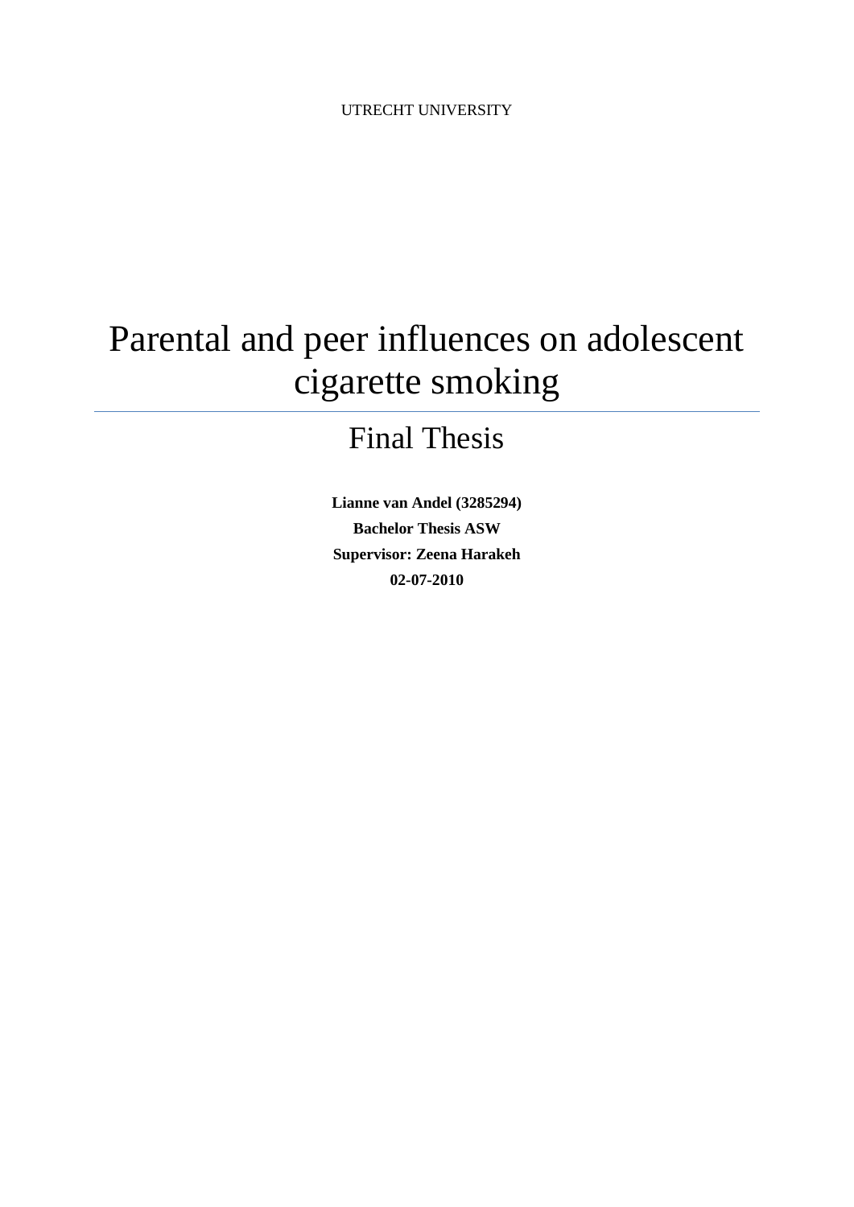UTRECHT UNIVERSITY

# Parental and peer influences on adolescent cigarette smoking

---

## Final Thesis

**Lianne van Andel (3285294)**

**Bachelor Thesis ASW**

**Supervisor: Zeena Harakeh**

**02-07-2010**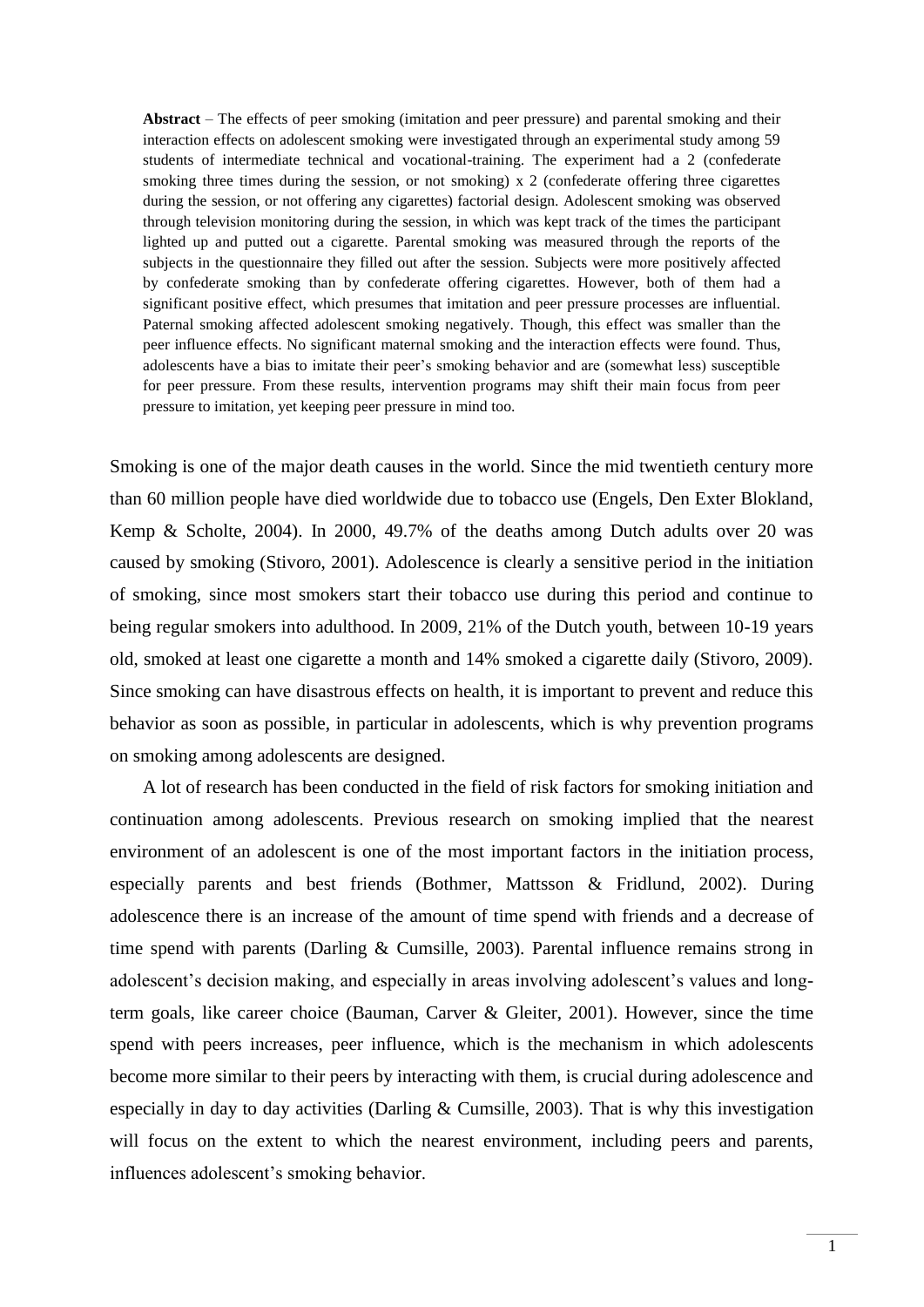**Abstract** – The effects of peer smoking (imitation and peer pressure) and parental smoking and their interaction effects on adolescent smoking were investigated through an experimental study among 59 students of intermediate technical and vocational-training. The experiment had a 2 (confederate smoking three times during the session, or not smoking) x 2 (confederate offering three cigarettes during the session, or not offering any cigarettes) factorial design. Adolescent smoking was observed through television monitoring during the session, in which was kept track of the times the participant lighted up and putted out a cigarette. Parental smoking was measured through the reports of the subjects in the questionnaire they filled out after the session. Subjects were more positively affected by confederate smoking than by confederate offering cigarettes. However, both of them had a significant positive effect, which presumes that imitation and peer pressure processes are influential. Paternal smoking affected adolescent smoking negatively. Though, this effect was smaller than the peer influence effects. No significant maternal smoking and the interaction effects were found. Thus, adolescents have a bias to imitate their peer's smoking behavior and are (somewhat less) susceptible for peer pressure. From these results, intervention programs may shift their main focus from peer pressure to imitation, yet keeping peer pressure in mind too.

Smoking is one of the major death causes in the world. Since the mid twentieth century more than 60 million people have died worldwide due to tobacco use (Engels, Den Exter Blokland, Kemp & Scholte, 2004). In 2000, 49.7% of the deaths among Dutch adults over 20 was caused by smoking (Stivoro, 2001). Adolescence is clearly a sensitive period in the initiation of smoking, since most smokers start their tobacco use during this period and continue to being regular smokers into adulthood. In 2009, 21% of the Dutch youth, between 10-19 years old, smoked at least one cigarette a month and 14% smoked a cigarette daily (Stivoro, 2009). Since smoking can have disastrous effects on health, it is important to prevent and reduce this behavior as soon as possible, in particular in adolescents, which is why prevention programs on smoking among adolescents are designed.

A lot of research has been conducted in the field of risk factors for smoking initiation and continuation among adolescents. Previous research on smoking implied that the nearest environment of an adolescent is one of the most important factors in the initiation process, especially parents and best friends (Bothmer, Mattsson & Fridlund, 2002). During adolescence there is an increase of the amount of time spend with friends and a decrease of time spend with parents (Darling & Cumsille, 2003). Parental influence remains strong in adolescent's decision making, and especially in areas involving adolescent's values and long-term goals, like career choice (Bauman, Carver & Gleiter, 2001). However, since the time spend with peers increases, peer influence, which is the mechanism in which adolescents become more similar to their peers by interacting with them, is crucial during adolescence and especially in day to day activities (Darling & Cumsille, 2003). That is why this investigation will focus on the extent to which the nearest environment, including peers and parents, influences adolescent's smoking behavior.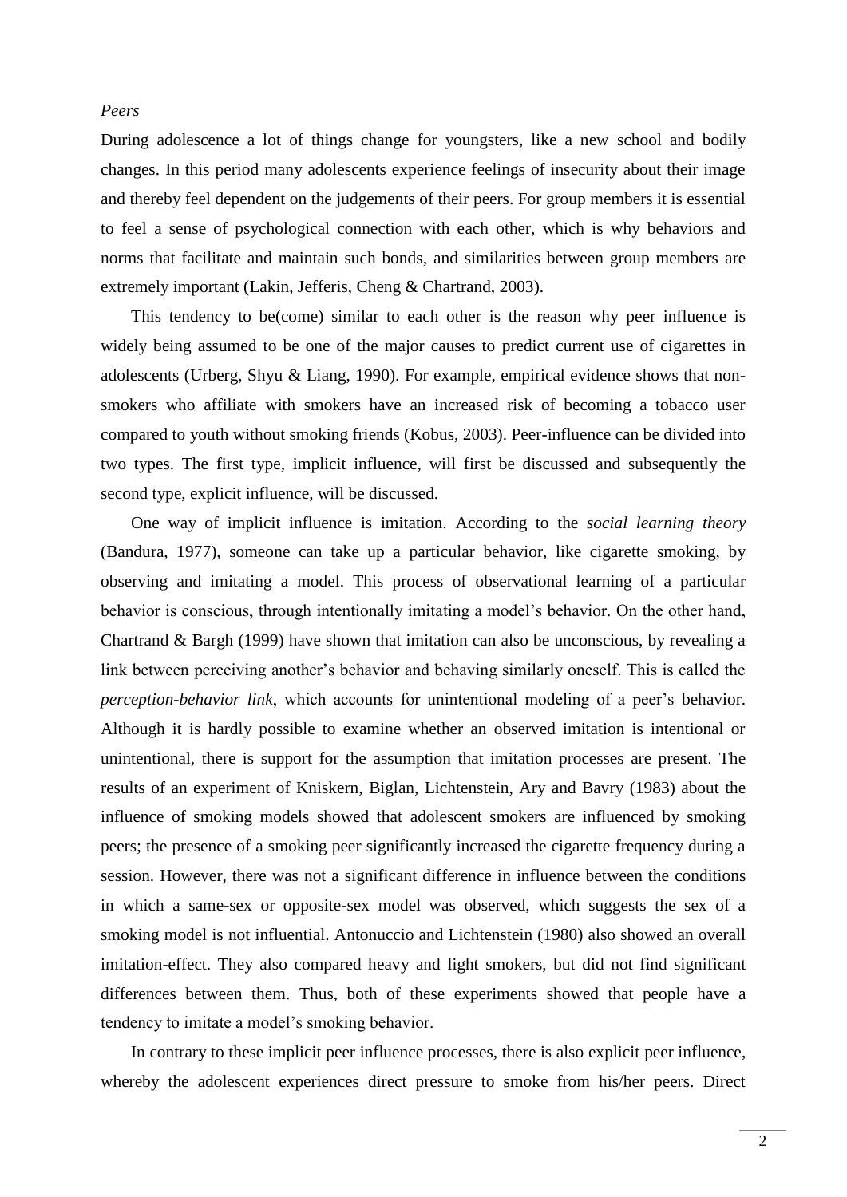*Peers*

During adolescence a lot of things change for youngsters, like a new school and bodily changes. In this period many adolescents experience feelings of insecurity about their image and thereby feel dependent on the judgements of their peers. For group members it is essential to feel a sense of psychological connection with each other, which is why behaviors and norms that facilitate and maintain such bonds, and similarities between group members are extremely important (Lakin, Jefferis, Cheng & Chartrand, 2003).

This tendency to be(come) similar to each other is the reason why peer influence is widely being assumed to be one of the major causes to predict current use of cigarettes in adolescents (Urberg, Shyu & Liang, 1990). For example, empirical evidence shows that non-smokers who affiliate with smokers have an increased risk of becoming a tobacco user compared to youth without smoking friends (Kobus, 2003). Peer-influence can be divided into two types. The first type, implicit influence, will first be discussed and subsequently the second type, explicit influence, will be discussed.

One way of implicit influence is imitation. According to the *social learning theory* (Bandura, 1977), someone can take up a particular behavior, like cigarette smoking, by observing and imitating a model. This process of observational learning of a particular behavior is conscious, through intentionally imitating a model's behavior. On the other hand, Chartrand & Bargh (1999) have shown that imitation can also be unconscious, by revealing a link between perceiving another's behavior and behaving similarly oneself. This is called the *perception-behavior link*, which accounts for unintentional modeling of a peer's behavior. Although it is hardly possible to examine whether an observed imitation is intentional or unintentional, there is support for the assumption that imitation processes are present. The results of an experiment of Kniskern, Biglan, Lichtenstein, Ary and Bavry (1983) about the influence of smoking models showed that adolescent smokers are influenced by smoking peers; the presence of a smoking peer significantly increased the cigarette frequency during a session. However, there was not a significant difference in influence between the conditions in which a same-sex or opposite-sex model was observed, which suggests the sex of a smoking model is not influential. Antonuccio and Lichtenstein (1980) also showed an overall imitation-effect. They also compared heavy and light smokers, but did not find significant differences between them. Thus, both of these experiments showed that people have a tendency to imitate a model's smoking behavior.

In contrary to these implicit peer influence processes, there is also explicit peer influence, whereby the adolescent experiences direct pressure to smoke from his/her peers. Direct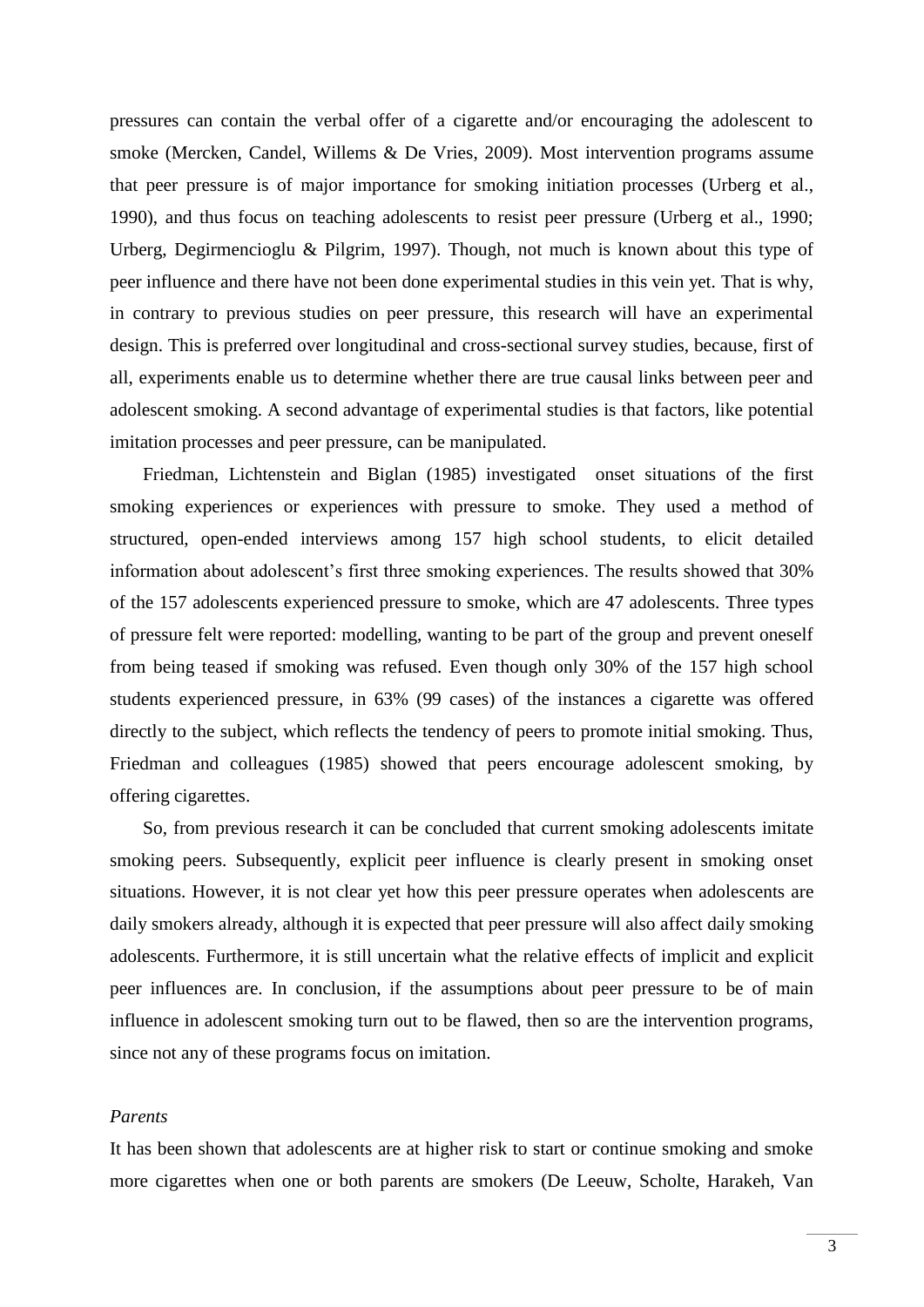pressures can contain the verbal offer of a cigarette and/or encouraging the adolescent to smoke (Mercken, Candel, Willems & De Vries, 2009). Most intervention programs assume that peer pressure is of major importance for smoking initiation processes (Urberg et al., 1990), and thus focus on teaching adolescents to resist peer pressure (Urberg et al., 1990; Urberg, Degirmencioglu & Pilgrim, 1997). Though, not much is known about this type of peer influence and there have not been done experimental studies in this vein yet. That is why, in contrary to previous studies on peer pressure, this research will have an experimental design. This is preferred over longitudinal and cross-sectional survey studies, because, first of all, experiments enable us to determine whether there are true causal links between peer and adolescent smoking. A second advantage of experimental studies is that factors, like potential imitation processes and peer pressure, can be manipulated.

Friedman, Lichtenstein and Biglan (1985) investigated onset situations of the first smoking experiences or experiences with pressure to smoke. They used a method of structured, open-ended interviews among 157 high school students, to elicit detailed information about adolescent's first three smoking experiences. The results showed that 30% of the 157 adolescents experienced pressure to smoke, which are 47 adolescents. Three types of pressure felt were reported: modelling, wanting to be part of the group and prevent oneself from being teased if smoking was refused. Even though only 30% of the 157 high school students experienced pressure, in 63% (99 cases) of the instances a cigarette was offered directly to the subject, which reflects the tendency of peers to promote initial smoking. Thus, Friedman and colleagues (1985) showed that peers encourage adolescent smoking, by offering cigarettes.

So, from previous research it can be concluded that current smoking adolescents imitate smoking peers. Subsequently, explicit peer influence is clearly present in smoking onset situations. However, it is not clear yet how this peer pressure operates when adolescents are daily smokers already, although it is expected that peer pressure will also affect daily smoking adolescents. Furthermore, it is still uncertain what the relative effects of implicit and explicit peer influences are. In conclusion, if the assumptions about peer pressure to be of main influence in adolescent smoking turn out to be flawed, then so are the intervention programs, since not any of these programs focus on imitation.

*Parents*

It has been shown that adolescents are at higher risk to start or continue smoking and smoke more cigarettes when one or both parents are smokers (De Leeuw, Scholte, Harakeh, Van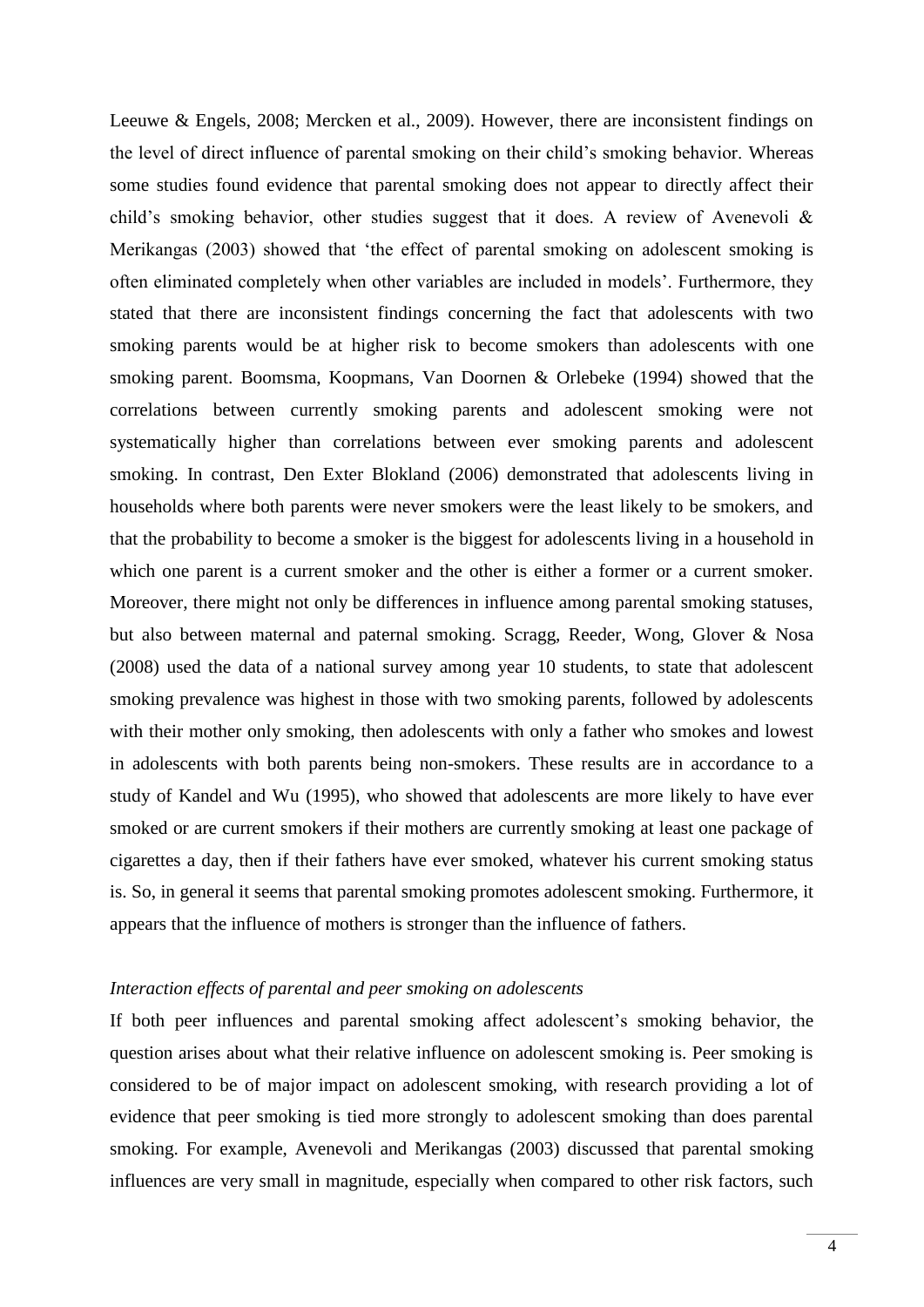Leeuwe & Engels, 2008; Mercken et al., 2009). However, there are inconsistent findings on the level of direct influence of parental smoking on their child's smoking behavior. Whereas some studies found evidence that parental smoking does not appear to directly affect their child's smoking behavior, other studies suggest that it does. A review of Avenevoli & Merikangas (2003) showed that 'the effect of parental smoking on adolescent smoking is often eliminated completely when other variables are included in models'. Furthermore, they stated that there are inconsistent findings concerning the fact that adolescents with two smoking parents would be at higher risk to become smokers than adolescents with one smoking parent. Boomsma, Koopmans, Van Doornen & Orlebeke (1994) showed that the correlations between currently smoking parents and adolescent smoking were not systematically higher than correlations between ever smoking parents and adolescent smoking. In contrast, Den Exter Blokland (2006) demonstrated that adolescents living in households where both parents were never smokers were the least likely to be smokers, and that the probability to become a smoker is the biggest for adolescents living in a household in which one parent is a current smoker and the other is either a former or a current smoker. Moreover, there might not only be differences in influence among parental smoking statuses, but also between maternal and paternal smoking. Scragg, Reeder, Wong, Glover & Nosa (2008) used the data of a national survey among year 10 students, to state that adolescent smoking prevalence was highest in those with two smoking parents, followed by adolescents with their mother only smoking, then adolescents with only a father who smokes and lowest in adolescents with both parents being non-smokers. These results are in accordance to a study of Kandel and Wu (1995), who showed that adolescents are more likely to have ever smoked or are current smokers if their mothers are currently smoking at least one package of cigarettes a day, then if their fathers have ever smoked, whatever his current smoking status is. So, in general it seems that parental smoking promotes adolescent smoking. Furthermore, it appears that the influence of mothers is stronger than the influence of fathers.

### *Interaction effects of parental and peer smoking on adolescents*

If both peer influences and parental smoking affect adolescent's smoking behavior, the question arises about what their relative influence on adolescent smoking is. Peer smoking is considered to be of major impact on adolescent smoking, with research providing a lot of evidence that peer smoking is tied more strongly to adolescent smoking than does parental smoking. For example, Avenevoli and Merikangas (2003) discussed that parental smoking influences are very small in magnitude, especially when compared to other risk factors, such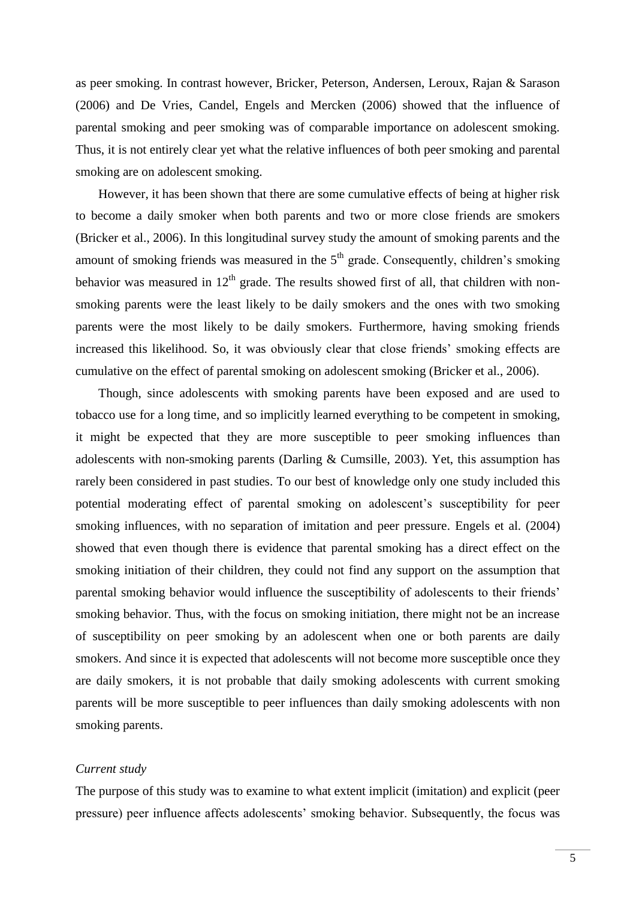as peer smoking. In contrast however, Bricker, Peterson, Andersen, Leroux, Rajan & Sarason (2006) and De Vries, Candel, Engels and Mercken (2006) showed that the influence of parental smoking and peer smoking was of comparable importance on adolescent smoking. Thus, it is not entirely clear yet what the relative influences of both peer smoking and parental smoking are on adolescent smoking.

However, it has been shown that there are some cumulative effects of being at higher risk to become a daily smoker when both parents and two or more close friends are smokers (Bricker et al., 2006). In this longitudinal survey study the amount of smoking parents and the amount of smoking friends was measured in the 5th grade. Consequently, children's smoking behavior was measured in 12th grade. The results showed first of all, that children with non-smoking parents were the least likely to be daily smokers and the ones with two smoking parents were the most likely to be daily smokers. Furthermore, having smoking friends increased this likelihood. So, it was obviously clear that close friends' smoking effects are cumulative on the effect of parental smoking on adolescent smoking (Bricker et al., 2006).

Though, since adolescents with smoking parents have been exposed and are used to tobacco use for a long time, and so implicitly learned everything to be competent in smoking, it might be expected that they are more susceptible to peer smoking influences than adolescents with non-smoking parents (Darling & Cumsille, 2003). Yet, this assumption has rarely been considered in past studies. To our best of knowledge only one study included this potential moderating effect of parental smoking on adolescent's susceptibility for peer smoking influences, with no separation of imitation and peer pressure. Engels et al. (2004) showed that even though there is evidence that parental smoking has a direct effect on the smoking initiation of their children, they could not find any support on the assumption that parental smoking behavior would influence the susceptibility of adolescents to their friends' smoking behavior. Thus, with the focus on smoking initiation, there might not be an increase of susceptibility on peer smoking by an adolescent when one or both parents are daily smokers. And since it is expected that adolescents will not become more susceptible once they are daily smokers, it is not probable that daily smoking adolescents with current smoking parents will be more susceptible to peer influences than daily smoking adolescents with non smoking parents.

*Current study*

The purpose of this study was to examine to what extent implicit (imitation) and explicit (peer pressure) peer influence affects adolescents' smoking behavior. Subsequently, the focus was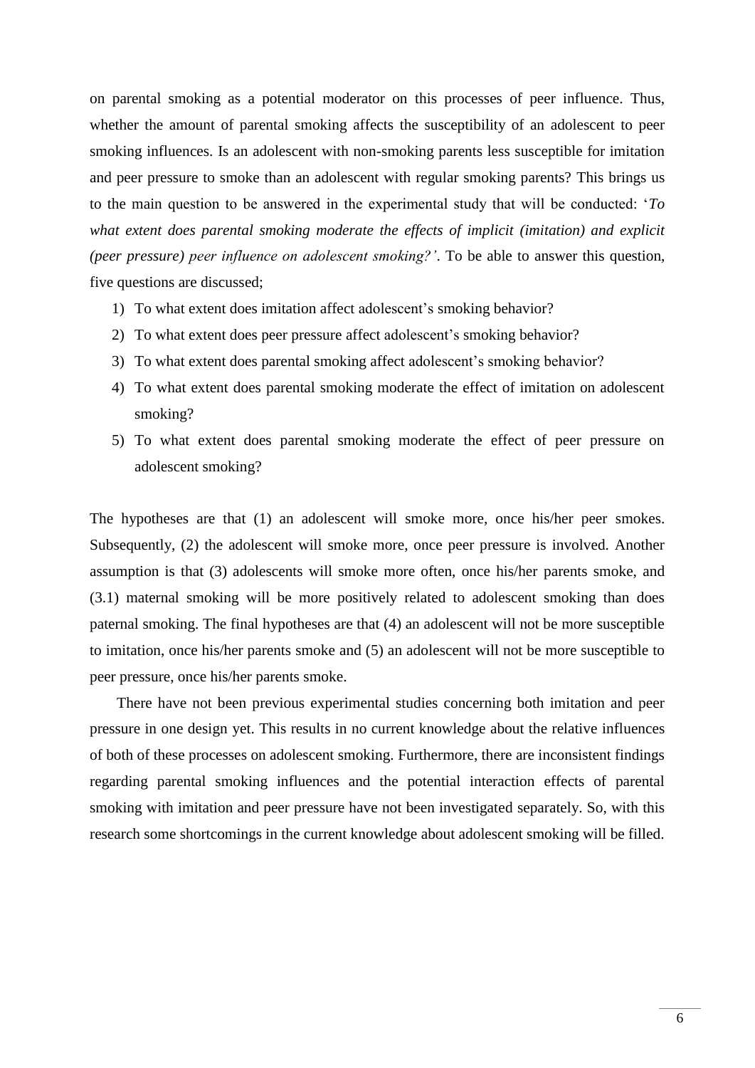on parental smoking as a potential moderator on this processes of peer influence. Thus, whether the amount of parental smoking affects the susceptibility of an adolescent to peer smoking influences. Is an adolescent with non-smoking parents less susceptible for imitation and peer pressure to smoke than an adolescent with regular smoking parents? This brings us to the main question to be answered in the experimental study that will be conducted: '*To what extent does parental smoking moderate the effects of implicit (imitation) and explicit (peer pressure) peer influence on adolescent smoking?'*. To be able to answer this question, five questions are discussed;

1) To what extent does imitation affect adolescent's smoking behavior?
2) To what extent does peer pressure affect adolescent's smoking behavior?
3) To what extent does parental smoking affect adolescent's smoking behavior?
4) To what extent does parental smoking moderate the effect of imitation on adolescent smoking?
5) To what extent does parental smoking moderate the effect of peer pressure on adolescent smoking?

The hypotheses are that (1) an adolescent will smoke more, once his/her peer smokes. Subsequently, (2) the adolescent will smoke more, once peer pressure is involved. Another assumption is that (3) adolescents will smoke more often, once his/her parents smoke, and (3.1) maternal smoking will be more positively related to adolescent smoking than does paternal smoking. The final hypotheses are that (4) an adolescent will not be more susceptible to imitation, once his/her parents smoke and (5) an adolescent will not be more susceptible to peer pressure, once his/her parents smoke.

There have not been previous experimental studies concerning both imitation and peer pressure in one design yet. This results in no current knowledge about the relative influences of both of these processes on adolescent smoking. Furthermore, there are inconsistent findings regarding parental smoking influences and the potential interaction effects of parental smoking with imitation and peer pressure have not been investigated separately. So, with this research some shortcomings in the current knowledge about adolescent smoking will be filled.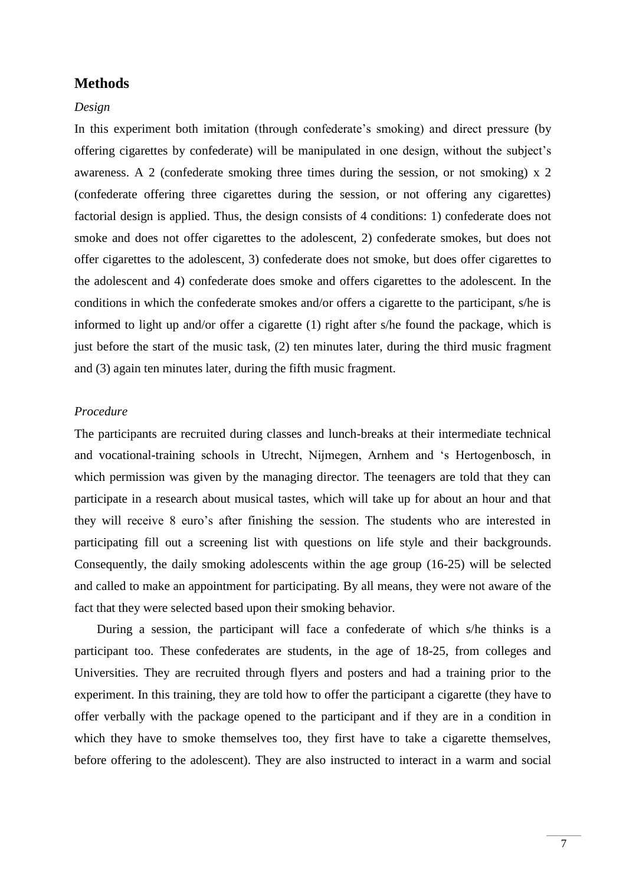## Methods

*Design*

In this experiment both imitation (through confederate's smoking) and direct pressure (by offering cigarettes by confederate) will be manipulated in one design, without the subject's awareness. A 2 (confederate smoking three times during the session, or not smoking) x 2 (confederate offering three cigarettes during the session, or not offering any cigarettes) factorial design is applied. Thus, the design consists of 4 conditions: 1) confederate does not smoke and does not offer cigarettes to the adolescent, 2) confederate smokes, but does not offer cigarettes to the adolescent, 3) confederate does not smoke, but does offer cigarettes to the adolescent and 4) confederate does smoke and offers cigarettes to the adolescent. In the conditions in which the confederate smokes and/or offers a cigarette to the participant, s/he is informed to light up and/or offer a cigarette (1) right after s/he found the package, which is just before the start of the music task, (2) ten minutes later, during the third music fragment and (3) again ten minutes later, during the fifth music fragment.

*Procedure*

The participants are recruited during classes and lunch-breaks at their intermediate technical and vocational-training schools in Utrecht, Nijmegen, Arnhem and 's Hertogenbosch, in which permission was given by the managing director. The teenagers are told that they can participate in a research about musical tastes, which will take up for about an hour and that they will receive 8 euro's after finishing the session. The students who are interested in participating fill out a screening list with questions on life style and their backgrounds. Consequently, the daily smoking adolescents within the age group (16-25) will be selected and called to make an appointment for participating. By all means, they were not aware of the fact that they were selected based upon their smoking behavior.

During a session, the participant will face a confederate of which s/he thinks is a participant too. These confederates are students, in the age of 18-25, from colleges and Universities. They are recruited through flyers and posters and had a training prior to the experiment. In this training, they are told how to offer the participant a cigarette (they have to offer verbally with the package opened to the participant and if they are in a condition in which they have to smoke themselves too, they first have to take a cigarette themselves, before offering to the adolescent). They are also instructed to interact in a warm and social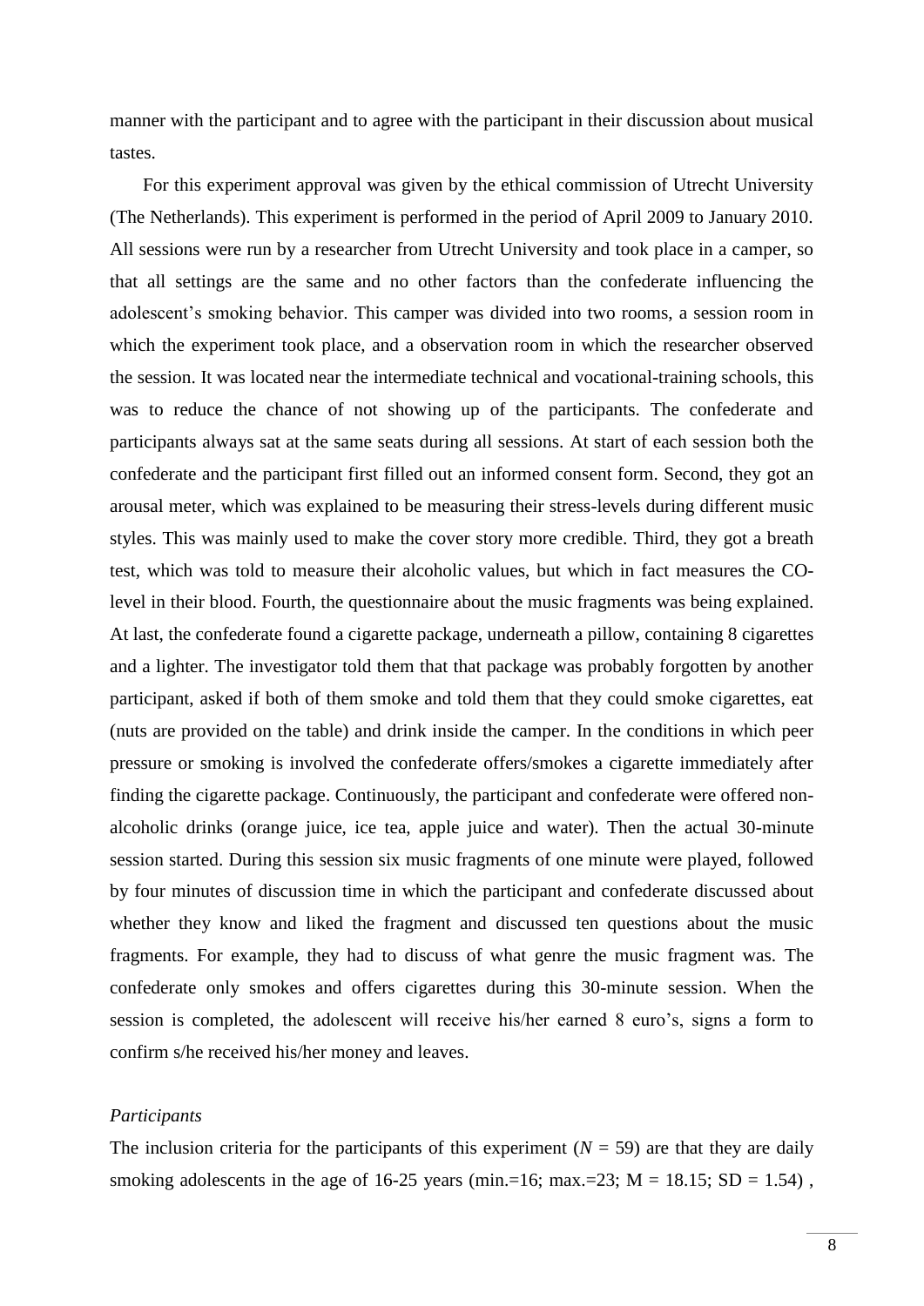manner with the participant and to agree with the participant in their discussion about musical tastes.

For this experiment approval was given by the ethical commission of Utrecht University (The Netherlands). This experiment is performed in the period of April 2009 to January 2010. All sessions were run by a researcher from Utrecht University and took place in a camper, so that all settings are the same and no other factors than the confederate influencing the adolescent's smoking behavior. This camper was divided into two rooms, a session room in which the experiment took place, and a observation room in which the researcher observed the session. It was located near the intermediate technical and vocational-training schools, this was to reduce the chance of not showing up of the participants. The confederate and participants always sat at the same seats during all sessions. At start of each session both the confederate and the participant first filled out an informed consent form. Second, they got an arousal meter, which was explained to be measuring their stress-levels during different music styles. This was mainly used to make the cover story more credible. Third, they got a breath test, which was told to measure their alcoholic values, but which in fact measures the CO-level in their blood. Fourth, the questionnaire about the music fragments was being explained. At last, the confederate found a cigarette package, underneath a pillow, containing 8 cigarettes and a lighter. The investigator told them that that package was probably forgotten by another participant, asked if both of them smoke and told them that they could smoke cigarettes, eat (nuts are provided on the table) and drink inside the camper. In the conditions in which peer pressure or smoking is involved the confederate offers/smokes a cigarette immediately after finding the cigarette package. Continuously, the participant and confederate were offered non-alcoholic drinks (orange juice, ice tea, apple juice and water). Then the actual 30-minute session started. During this session six music fragments of one minute were played, followed by four minutes of discussion time in which the participant and confederate discussed about whether they know and liked the fragment and discussed ten questions about the music fragments. For example, they had to discuss of what genre the music fragment was. The confederate only smokes and offers cigarettes during this 30-minute session. When the session is completed, the adolescent will receive his/her earned 8 euro's, signs a form to confirm s/he received his/her money and leaves.

*Participants*

The inclusion criteria for the participants of this experiment ($N$ = 59) are that they are daily smoking adolescents in the age of 16-25 years (min.=16; max.=23; M = 18.15; SD = 1.54) ,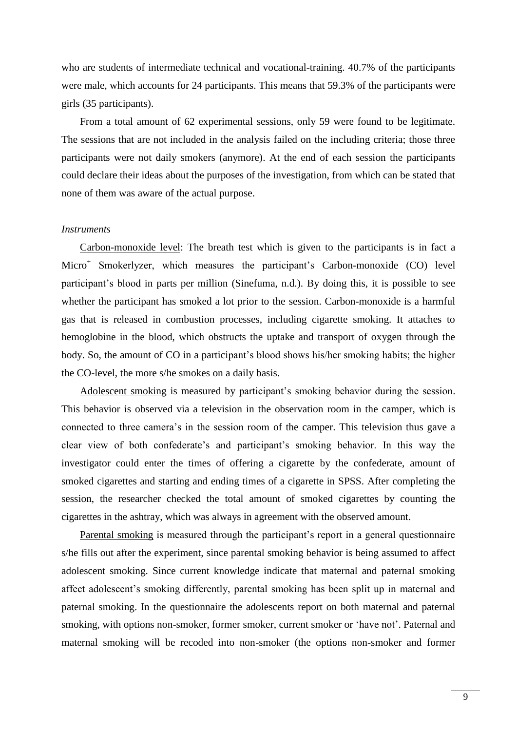who are students of intermediate technical and vocational-training. 40.7% of the participants were male, which accounts for 24 participants. This means that 59.3% of the participants were girls (35 participants).

From a total amount of 62 experimental sessions, only 59 were found to be legitimate. The sessions that are not included in the analysis failed on the including criteria; those three participants were not daily smokers (anymore). At the end of each session the participants could declare their ideas about the purposes of the investigation, from which can be stated that none of them was aware of the actual purpose.

*Instruments*

Carbon-monoxide level: The breath test which is given to the participants is in fact a Micro$^+$ Smokerlyzer, which measures the participant's Carbon-monoxide (CO) level participant's blood in parts per million (Sinefuma, n.d.). By doing this, it is possible to see whether the participant has smoked a lot prior to the session. Carbon-monoxide is a harmful gas that is released in combustion processes, including cigarette smoking. It attaches to hemoglobine in the blood, which obstructs the uptake and transport of oxygen through the body. So, the amount of CO in a participant's blood shows his/her smoking habits; the higher the CO-level, the more s/he smokes on a daily basis.

Adolescent smoking is measured by participant's smoking behavior during the session. This behavior is observed via a television in the observation room in the camper, which is connected to three camera's in the session room of the camper. This television thus gave a clear view of both confederate's and participant's smoking behavior. In this way the investigator could enter the times of offering a cigarette by the confederate, amount of smoked cigarettes and starting and ending times of a cigarette in SPSS. After completing the session, the researcher checked the total amount of smoked cigarettes by counting the cigarettes in the ashtray, which was always in agreement with the observed amount.

Parental smoking is measured through the participant's report in a general questionnaire s/he fills out after the experiment, since parental smoking behavior is being assumed to affect adolescent smoking. Since current knowledge indicate that maternal and paternal smoking affect adolescent's smoking differently, parental smoking has been split up in maternal and paternal smoking. In the questionnaire the adolescents report on both maternal and paternal smoking, with options non-smoker, former smoker, current smoker or 'have not'. Paternal and maternal smoking will be recoded into non-smoker (the options non-smoker and former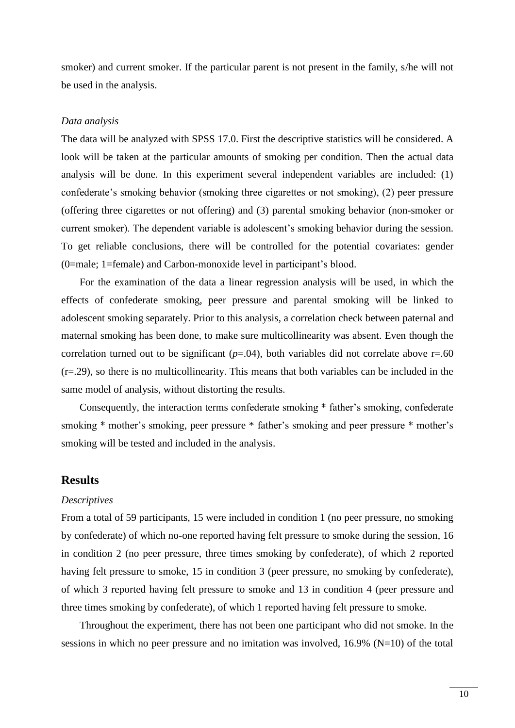smoker) and current smoker. If the particular parent is not present in the family, s/he will not be used in the analysis.

*Data analysis*

The data will be analyzed with SPSS 17.0. First the descriptive statistics will be considered. A look will be taken at the particular amounts of smoking per condition. Then the actual data analysis will be done. In this experiment several independent variables are included: (1) confederate's smoking behavior (smoking three cigarettes or not smoking), (2) peer pressure (offering three cigarettes or not offering) and (3) parental smoking behavior (non-smoker or current smoker). The dependent variable is adolescent's smoking behavior during the session. To get reliable conclusions, there will be controlled for the potential covariates: gender (0=male; 1=female) and Carbon-monoxide level in participant's blood.

For the examination of the data a linear regression analysis will be used, in which the effects of confederate smoking, peer pressure and parental smoking will be linked to adolescent smoking separately. Prior to this analysis, a correlation check between paternal and maternal smoking has been done, to make sure multicollinearity was absent. Even though the correlation turned out to be significant ($p$=.04), both variables did not correlate above r=.60 (r=.29), so there is no multicollinearity. This means that both variables can be included in the same model of analysis, without distorting the results.

Consequently, the interaction terms confederate smoking * father's smoking, confederate smoking * mother's smoking, peer pressure * father's smoking and peer pressure * mother's smoking will be tested and included in the analysis.

## Results

*Descriptives*

From a total of 59 participants, 15 were included in condition 1 (no peer pressure, no smoking by confederate) of which no-one reported having felt pressure to smoke during the session, 16 in condition 2 (no peer pressure, three times smoking by confederate), of which 2 reported having felt pressure to smoke, 15 in condition 3 (peer pressure, no smoking by confederate), of which 3 reported having felt pressure to smoke and 13 in condition 4 (peer pressure and three times smoking by confederate), of which 1 reported having felt pressure to smoke.

Throughout the experiment, there has not been one participant who did not smoke. In the sessions in which no peer pressure and no imitation was involved, 16.9% (N=10) of the total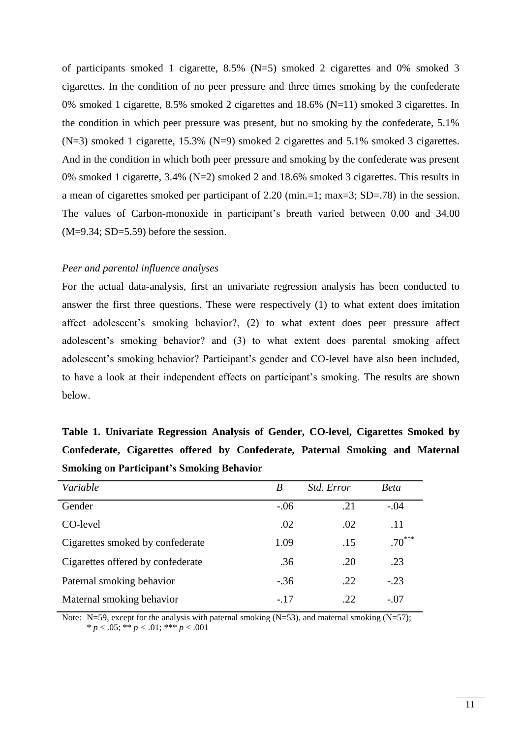of participants smoked 1 cigarette, 8.5% (N=5) smoked 2 cigarettes and 0% smoked 3 cigarettes. In the condition of no peer pressure and three times smoking by the confederate 0% smoked 1 cigarette, 8.5% smoked 2 cigarettes and 18.6% (N=11) smoked 3 cigarettes. In the condition in which peer pressure was present, but no smoking by the confederate, 5.1% (N=3) smoked 1 cigarette, 15.3% (N=9) smoked 2 cigarettes and 5.1% smoked 3 cigarettes. And in the condition in which both peer pressure and smoking by the confederate was present 0% smoked 1 cigarette, 3.4% (N=2) smoked 2 and 18.6% smoked 3 cigarettes. This results in a mean of cigarettes smoked per participant of 2.20 (min.=1; max=3; SD=.78) in the session. The values of Carbon-monoxide in participant's breath varied between 0.00 and 34.00 (M=9.34; SD=5.59) before the session.

*Peer and parental influence analyses*

For the actual data-analysis, first an univariate regression analysis has been conducted to answer the first three questions. These were respectively (1) to what extent does imitation affect adolescent's smoking behavior?, (2) to what extent does peer pressure affect adolescent's smoking behavior? and (3) to what extent does parental smoking affect adolescent's smoking behavior? Participant's gender and CO-level have also been included, to have a look at their independent effects on participant's smoking. The results are shown below.

**Table 1. Univariate Regression Analysis of Gender, CO-level, Cigarettes Smoked by Confederate, Cigarettes offered by Confederate, Paternal Smoking and Maternal Smoking on Participant's Smoking Behavior**

| *Variable* | *B* | *Std. Error* | *Beta* |
|---|---|---|---|
| Gender | -.06 | .21 | -.04 |
| CO-level | .02 | .02 | .11 |
| Cigarettes smoked by confederate | 1.09 | .15 | .70*** |
| Cigarettes offered by confederate | .36 | .20 | .23 |
| Paternal smoking behavior | -.36 | .22 | -.23 |
| Maternal smoking behavior | -.17 | .22 | -.07 |

Note: N=59, except for the analysis with paternal smoking (N=53), and maternal smoking (N=57); * $p < .05$; ** $p < .01$; *** $p < .001$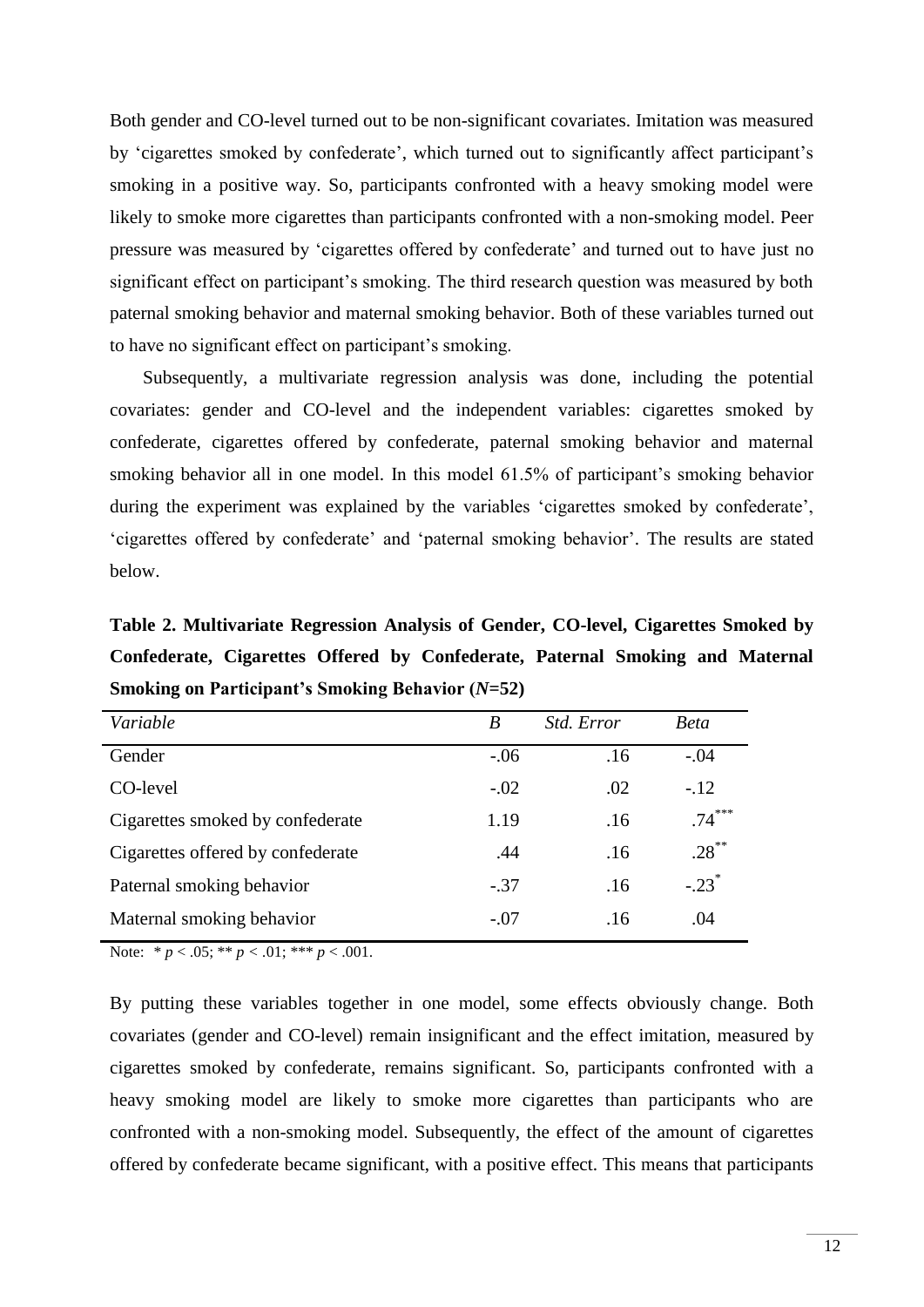Both gender and CO-level turned out to be non-significant covariates. Imitation was measured by 'cigarettes smoked by confederate', which turned out to significantly affect participant's smoking in a positive way. So, participants confronted with a heavy smoking model were likely to smoke more cigarettes than participants confronted with a non-smoking model. Peer pressure was measured by 'cigarettes offered by confederate' and turned out to have just no significant effect on participant's smoking. The third research question was measured by both paternal smoking behavior and maternal smoking behavior. Both of these variables turned out to have no significant effect on participant's smoking.

Subsequently, a multivariate regression analysis was done, including the potential covariates: gender and CO-level and the independent variables: cigarettes smoked by confederate, cigarettes offered by confederate, paternal smoking behavior and maternal smoking behavior all in one model. In this model 61.5% of participant's smoking behavior during the experiment was explained by the variables 'cigarettes smoked by confederate', 'cigarettes offered by confederate' and 'paternal smoking behavior'. The results are stated below.

**Table 2. Multivariate Regression Analysis of Gender, CO-level, Cigarettes Smoked by Confederate, Cigarettes Offered by Confederate, Paternal Smoking and Maternal Smoking on Participant's Smoking Behavior (*N*=52)**

| *Variable* | *B* | *Std. Error* | *Beta* |
|---|---|---|---|
| Gender | -.06 | .16 | -.04 |
| CO-level | -.02 | .02 | -.12 |
| Cigarettes smoked by confederate | 1.19 | .16 | .74*** |
| Cigarettes offered by confederate | .44 | .16 | .28** |
| Paternal smoking behavior | -.37 | .16 | -.23* |
| Maternal smoking behavior | -.07 | .16 | .04 |

Note: * $p < .05$; ** $p < .01$; *** $p < .001$.

By putting these variables together in one model, some effects obviously change. Both covariates (gender and CO-level) remain insignificant and the effect imitation, measured by cigarettes smoked by confederate, remains significant. So, participants confronted with a heavy smoking model are likely to smoke more cigarettes than participants who are confronted with a non-smoking model. Subsequently, the effect of the amount of cigarettes offered by confederate became significant, with a positive effect. This means that participants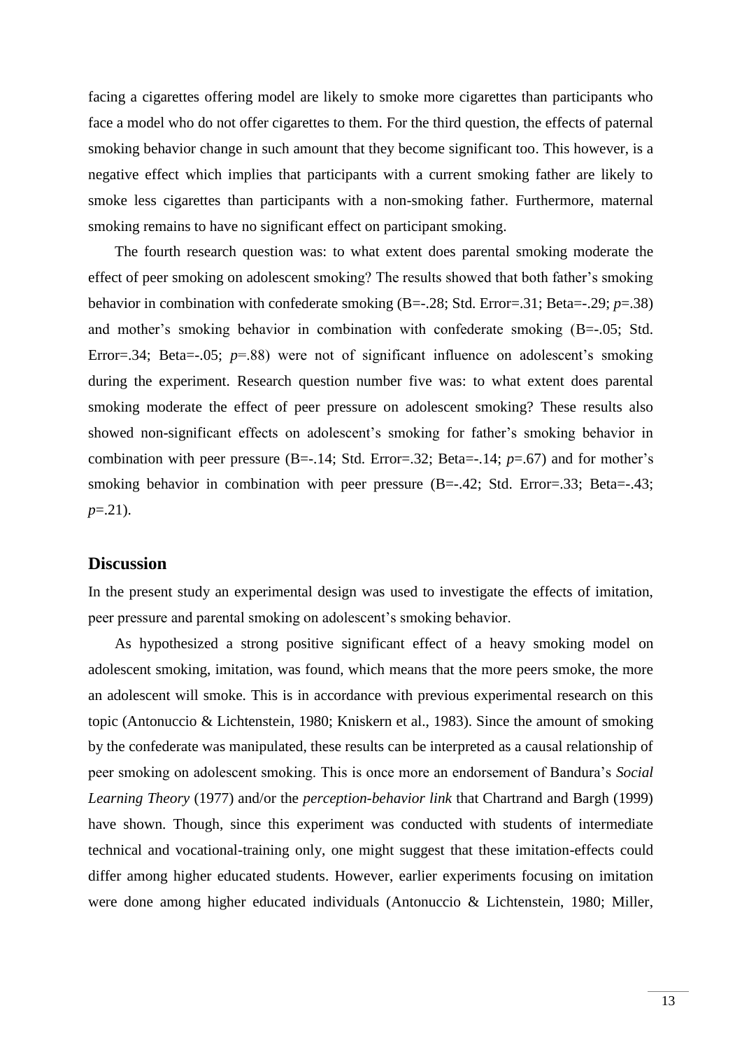facing a cigarettes offering model are likely to smoke more cigarettes than participants who face a model who do not offer cigarettes to them. For the third question, the effects of paternal smoking behavior change in such amount that they become significant too. This however, is a negative effect which implies that participants with a current smoking father are likely to smoke less cigarettes than participants with a non-smoking father. Furthermore, maternal smoking remains to have no significant effect on participant smoking.

The fourth research question was: to what extent does parental smoking moderate the effect of peer smoking on adolescent smoking? The results showed that both father's smoking behavior in combination with confederate smoking (B=-.28; Std. Error=.31; Beta=-.29; *p*=.38) and mother's smoking behavior in combination with confederate smoking (B=-.05; Std. Error=.34; Beta=-.05; *p*=.88) were not of significant influence on adolescent's smoking during the experiment. Research question number five was: to what extent does parental smoking moderate the effect of peer pressure on adolescent smoking? These results also showed non-significant effects on adolescent's smoking for father's smoking behavior in combination with peer pressure (B=-.14; Std. Error=.32; Beta=-.14; *p*=.67) and for mother's smoking behavior in combination with peer pressure (B=-.42; Std. Error=.33; Beta=-.43; *p*=.21).

## Discussion

In the present study an experimental design was used to investigate the effects of imitation, peer pressure and parental smoking on adolescent's smoking behavior.

As hypothesized a strong positive significant effect of a heavy smoking model on adolescent smoking, imitation, was found, which means that the more peers smoke, the more an adolescent will smoke. This is in accordance with previous experimental research on this topic (Antonuccio & Lichtenstein, 1980; Kniskern et al., 1983). Since the amount of smoking by the confederate was manipulated, these results can be interpreted as a causal relationship of peer smoking on adolescent smoking. This is once more an endorsement of Bandura's *Social Learning Theory* (1977) and/or the *perception-behavior link* that Chartrand and Bargh (1999) have shown. Though, since this experiment was conducted with students of intermediate technical and vocational-training only, one might suggest that these imitation-effects could differ among higher educated students. However, earlier experiments focusing on imitation were done among higher educated individuals (Antonuccio & Lichtenstein, 1980; Miller,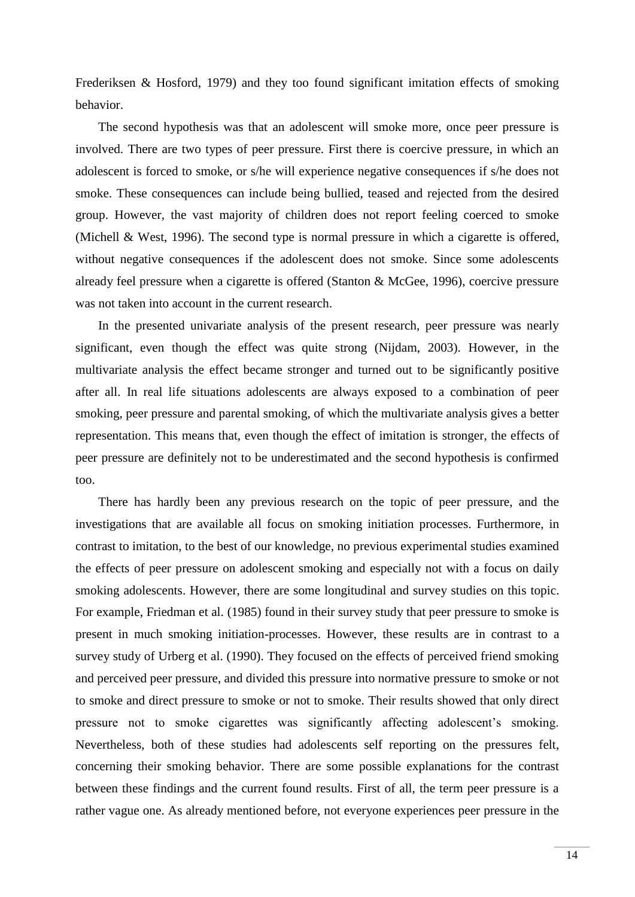Frederiksen & Hosford, 1979) and they too found significant imitation effects of smoking behavior.

The second hypothesis was that an adolescent will smoke more, once peer pressure is involved. There are two types of peer pressure. First there is coercive pressure, in which an adolescent is forced to smoke, or s/he will experience negative consequences if s/he does not smoke. These consequences can include being bullied, teased and rejected from the desired group. However, the vast majority of children does not report feeling coerced to smoke (Michell & West, 1996). The second type is normal pressure in which a cigarette is offered, without negative consequences if the adolescent does not smoke. Since some adolescents already feel pressure when a cigarette is offered (Stanton & McGee, 1996), coercive pressure was not taken into account in the current research.

In the presented univariate analysis of the present research, peer pressure was nearly significant, even though the effect was quite strong (Nijdam, 2003). However, in the multivariate analysis the effect became stronger and turned out to be significantly positive after all. In real life situations adolescents are always exposed to a combination of peer smoking, peer pressure and parental smoking, of which the multivariate analysis gives a better representation. This means that, even though the effect of imitation is stronger, the effects of peer pressure are definitely not to be underestimated and the second hypothesis is confirmed too.

There has hardly been any previous research on the topic of peer pressure, and the investigations that are available all focus on smoking initiation processes. Furthermore, in contrast to imitation, to the best of our knowledge, no previous experimental studies examined the effects of peer pressure on adolescent smoking and especially not with a focus on daily smoking adolescents. However, there are some longitudinal and survey studies on this topic. For example, Friedman et al. (1985) found in their survey study that peer pressure to smoke is present in much smoking initiation-processes. However, these results are in contrast to a survey study of Urberg et al. (1990). They focused on the effects of perceived friend smoking and perceived peer pressure, and divided this pressure into normative pressure to smoke or not to smoke and direct pressure to smoke or not to smoke. Their results showed that only direct pressure not to smoke cigarettes was significantly affecting adolescent's smoking. Nevertheless, both of these studies had adolescents self reporting on the pressures felt, concerning their smoking behavior. There are some possible explanations for the contrast between these findings and the current found results. First of all, the term peer pressure is a rather vague one. As already mentioned before, not everyone experiences peer pressure in the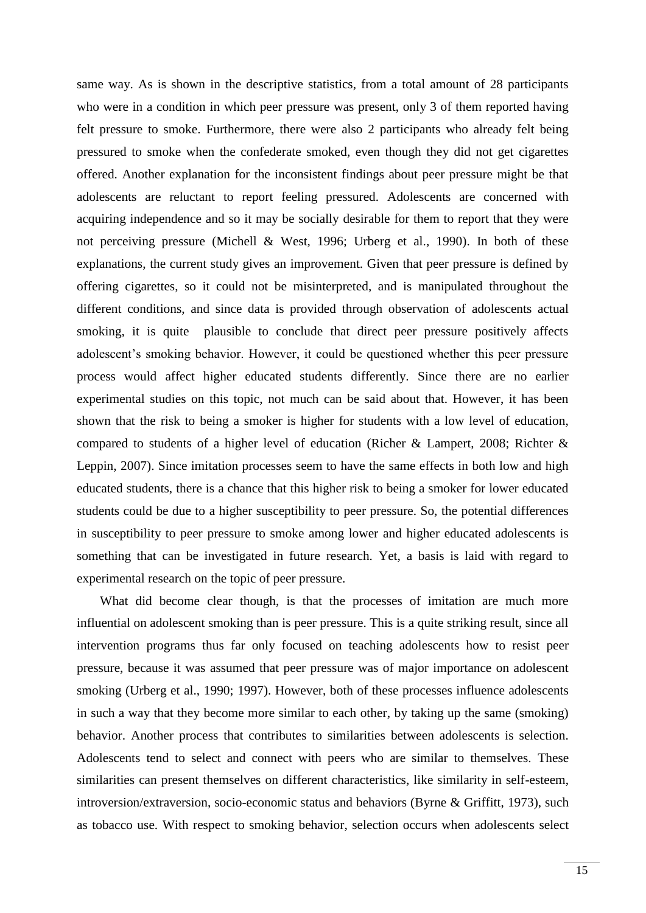same way. As is shown in the descriptive statistics, from a total amount of 28 participants who were in a condition in which peer pressure was present, only 3 of them reported having felt pressure to smoke. Furthermore, there were also 2 participants who already felt being pressured to smoke when the confederate smoked, even though they did not get cigarettes offered. Another explanation for the inconsistent findings about peer pressure might be that adolescents are reluctant to report feeling pressured. Adolescents are concerned with acquiring independence and so it may be socially desirable for them to report that they were not perceiving pressure (Michell & West, 1996; Urberg et al., 1990). In both of these explanations, the current study gives an improvement. Given that peer pressure is defined by offering cigarettes, so it could not be misinterpreted, and is manipulated throughout the different conditions, and since data is provided through observation of adolescents actual smoking, it is quite plausible to conclude that direct peer pressure positively affects adolescent's smoking behavior. However, it could be questioned whether this peer pressure process would affect higher educated students differently. Since there are no earlier experimental studies on this topic, not much can be said about that. However, it has been shown that the risk to being a smoker is higher for students with a low level of education, compared to students of a higher level of education (Richer & Lampert, 2008; Richter & Leppin, 2007). Since imitation processes seem to have the same effects in both low and high educated students, there is a chance that this higher risk to being a smoker for lower educated students could be due to a higher susceptibility to peer pressure. So, the potential differences in susceptibility to peer pressure to smoke among lower and higher educated adolescents is something that can be investigated in future research. Yet, a basis is laid with regard to experimental research on the topic of peer pressure.

What did become clear though, is that the processes of imitation are much more influential on adolescent smoking than is peer pressure. This is a quite striking result, since all intervention programs thus far only focused on teaching adolescents how to resist peer pressure, because it was assumed that peer pressure was of major importance on adolescent smoking (Urberg et al., 1990; 1997). However, both of these processes influence adolescents in such a way that they become more similar to each other, by taking up the same (smoking) behavior. Another process that contributes to similarities between adolescents is selection. Adolescents tend to select and connect with peers who are similar to themselves. These similarities can present themselves on different characteristics, like similarity in self-esteem, introversion/extraversion, socio-economic status and behaviors (Byrne & Griffitt, 1973), such as tobacco use. With respect to smoking behavior, selection occurs when adolescents select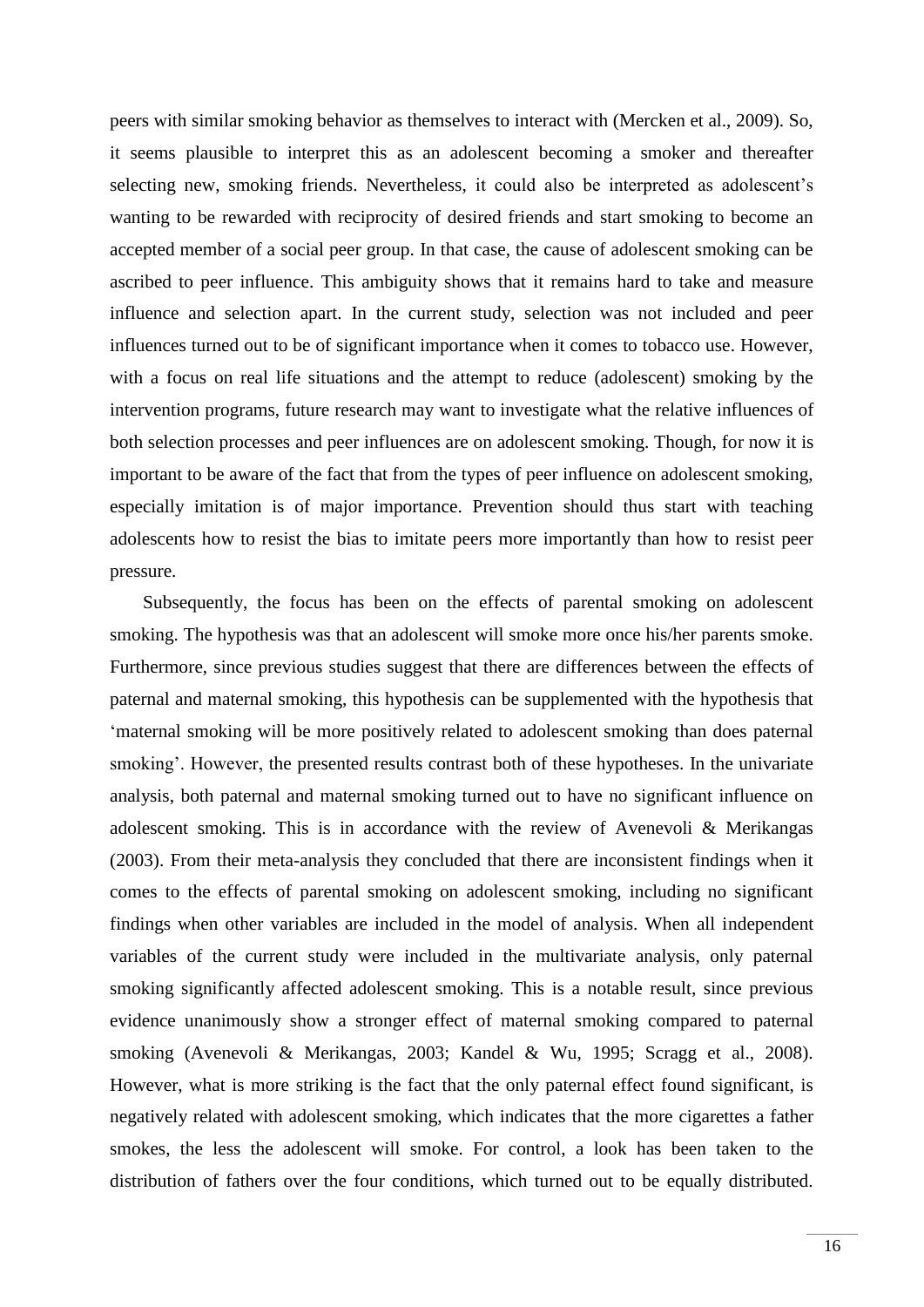peers with similar smoking behavior as themselves to interact with (Mercken et al., 2009). So, it seems plausible to interpret this as an adolescent becoming a smoker and thereafter selecting new, smoking friends. Nevertheless, it could also be interpreted as adolescent's wanting to be rewarded with reciprocity of desired friends and start smoking to become an accepted member of a social peer group. In that case, the cause of adolescent smoking can be ascribed to peer influence. This ambiguity shows that it remains hard to take and measure influence and selection apart. In the current study, selection was not included and peer influences turned out to be of significant importance when it comes to tobacco use. However, with a focus on real life situations and the attempt to reduce (adolescent) smoking by the intervention programs, future research may want to investigate what the relative influences of both selection processes and peer influences are on adolescent smoking. Though, for now it is important to be aware of the fact that from the types of peer influence on adolescent smoking, especially imitation is of major importance. Prevention should thus start with teaching adolescents how to resist the bias to imitate peers more importantly than how to resist peer pressure.

Subsequently, the focus has been on the effects of parental smoking on adolescent smoking. The hypothesis was that an adolescent will smoke more once his/her parents smoke. Furthermore, since previous studies suggest that there are differences between the effects of paternal and maternal smoking, this hypothesis can be supplemented with the hypothesis that 'maternal smoking will be more positively related to adolescent smoking than does paternal smoking'. However, the presented results contrast both of these hypotheses. In the univariate analysis, both paternal and maternal smoking turned out to have no significant influence on adolescent smoking. This is in accordance with the review of Avenevoli & Merikangas (2003). From their meta-analysis they concluded that there are inconsistent findings when it comes to the effects of parental smoking on adolescent smoking, including no significant findings when other variables are included in the model of analysis. When all independent variables of the current study were included in the multivariate analysis, only paternal smoking significantly affected adolescent smoking. This is a notable result, since previous evidence unanimously show a stronger effect of maternal smoking compared to paternal smoking (Avenevoli & Merikangas, 2003; Kandel & Wu, 1995; Scragg et al., 2008). However, what is more striking is the fact that the only paternal effect found significant, is negatively related with adolescent smoking, which indicates that the more cigarettes a father smokes, the less the adolescent will smoke. For control, a look has been taken to the distribution of fathers over the four conditions, which turned out to be equally distributed.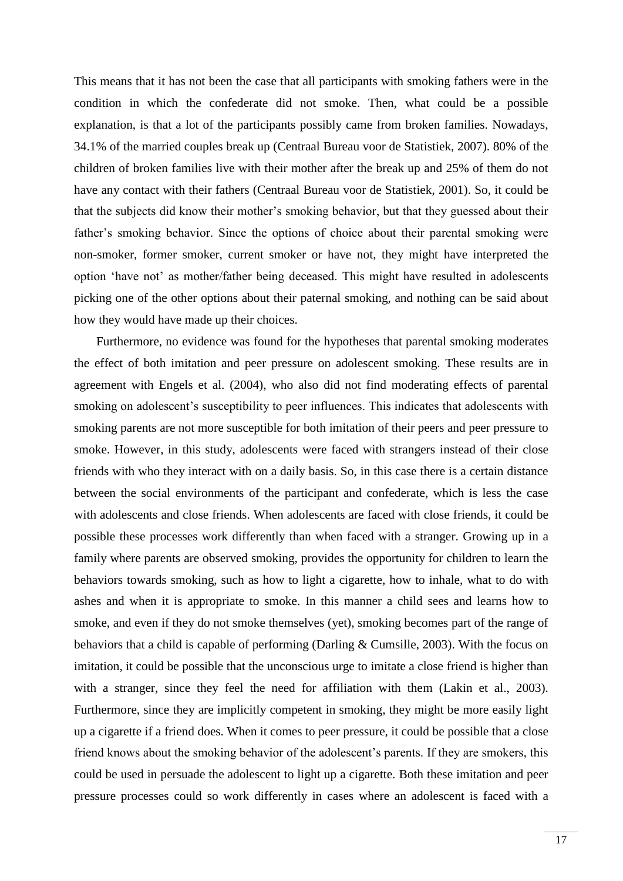This means that it has not been the case that all participants with smoking fathers were in the condition in which the confederate did not smoke. Then, what could be a possible explanation, is that a lot of the participants possibly came from broken families. Nowadays, 34.1% of the married couples break up (Centraal Bureau voor de Statistiek, 2007). 80% of the children of broken families live with their mother after the break up and 25% of them do not have any contact with their fathers (Centraal Bureau voor de Statistiek, 2001). So, it could be that the subjects did know their mother's smoking behavior, but that they guessed about their father's smoking behavior. Since the options of choice about their parental smoking were non-smoker, former smoker, current smoker or have not, they might have interpreted the option 'have not' as mother/father being deceased. This might have resulted in adolescents picking one of the other options about their paternal smoking, and nothing can be said about how they would have made up their choices.

Furthermore, no evidence was found for the hypotheses that parental smoking moderates the effect of both imitation and peer pressure on adolescent smoking. These results are in agreement with Engels et al. (2004), who also did not find moderating effects of parental smoking on adolescent's susceptibility to peer influences. This indicates that adolescents with smoking parents are not more susceptible for both imitation of their peers and peer pressure to smoke. However, in this study, adolescents were faced with strangers instead of their close friends with who they interact with on a daily basis. So, in this case there is a certain distance between the social environments of the participant and confederate, which is less the case with adolescents and close friends. When adolescents are faced with close friends, it could be possible these processes work differently than when faced with a stranger. Growing up in a family where parents are observed smoking, provides the opportunity for children to learn the behaviors towards smoking, such as how to light a cigarette, how to inhale, what to do with ashes and when it is appropriate to smoke. In this manner a child sees and learns how to smoke, and even if they do not smoke themselves (yet), smoking becomes part of the range of behaviors that a child is capable of performing (Darling & Cumsille, 2003). With the focus on imitation, it could be possible that the unconscious urge to imitate a close friend is higher than with a stranger, since they feel the need for affiliation with them (Lakin et al., 2003). Furthermore, since they are implicitly competent in smoking, they might be more easily light up a cigarette if a friend does. When it comes to peer pressure, it could be possible that a close friend knows about the smoking behavior of the adolescent's parents. If they are smokers, this could be used in persuade the adolescent to light up a cigarette. Both these imitation and peer pressure processes could so work differently in cases where an adolescent is faced with a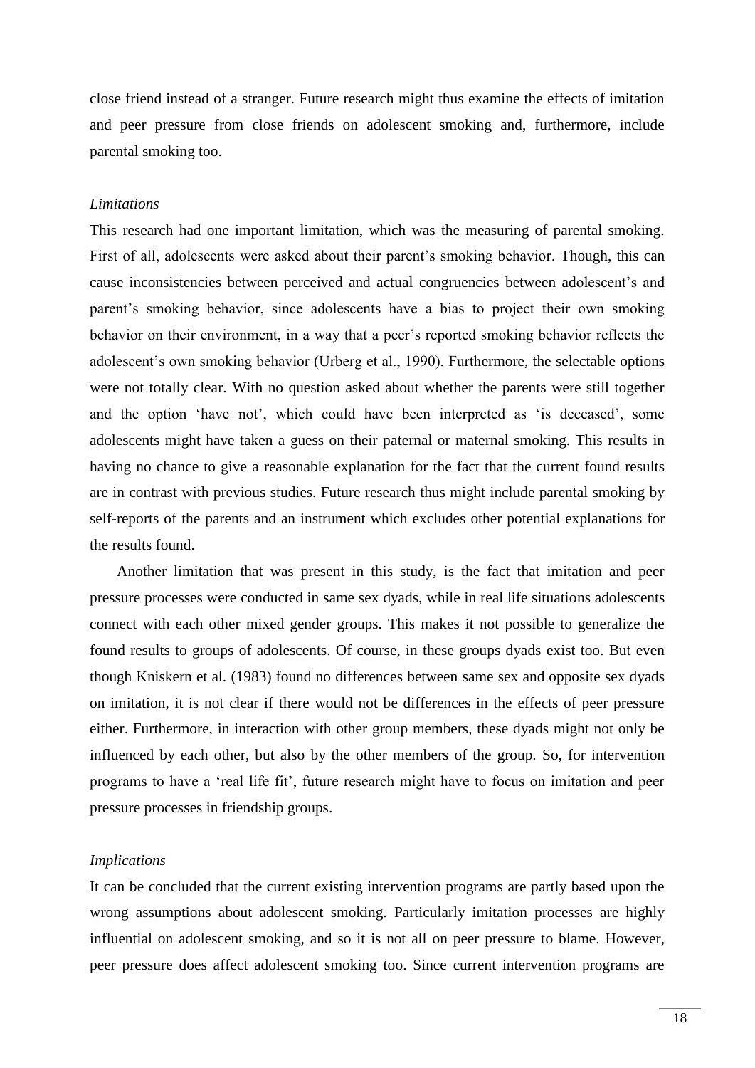close friend instead of a stranger. Future research might thus examine the effects of imitation and peer pressure from close friends on adolescent smoking and, furthermore, include parental smoking too.

*Limitations*

This research had one important limitation, which was the measuring of parental smoking. First of all, adolescents were asked about their parent's smoking behavior. Though, this can cause inconsistencies between perceived and actual congruencies between adolescent's and parent's smoking behavior, since adolescents have a bias to project their own smoking behavior on their environment, in a way that a peer's reported smoking behavior reflects the adolescent's own smoking behavior (Urberg et al., 1990). Furthermore, the selectable options were not totally clear. With no question asked about whether the parents were still together and the option 'have not', which could have been interpreted as 'is deceased', some adolescents might have taken a guess on their paternal or maternal smoking. This results in having no chance to give a reasonable explanation for the fact that the current found results are in contrast with previous studies. Future research thus might include parental smoking by self-reports of the parents and an instrument which excludes other potential explanations for the results found.

Another limitation that was present in this study, is the fact that imitation and peer pressure processes were conducted in same sex dyads, while in real life situations adolescents connect with each other mixed gender groups. This makes it not possible to generalize the found results to groups of adolescents. Of course, in these groups dyads exist too. But even though Kniskern et al. (1983) found no differences between same sex and opposite sex dyads on imitation, it is not clear if there would not be differences in the effects of peer pressure either. Furthermore, in interaction with other group members, these dyads might not only be influenced by each other, but also by the other members of the group. So, for intervention programs to have a 'real life fit', future research might have to focus on imitation and peer pressure processes in friendship groups.

*Implications*

It can be concluded that the current existing intervention programs are partly based upon the wrong assumptions about adolescent smoking. Particularly imitation processes are highly influential on adolescent smoking, and so it is not all on peer pressure to blame. However, peer pressure does affect adolescent smoking too. Since current intervention programs are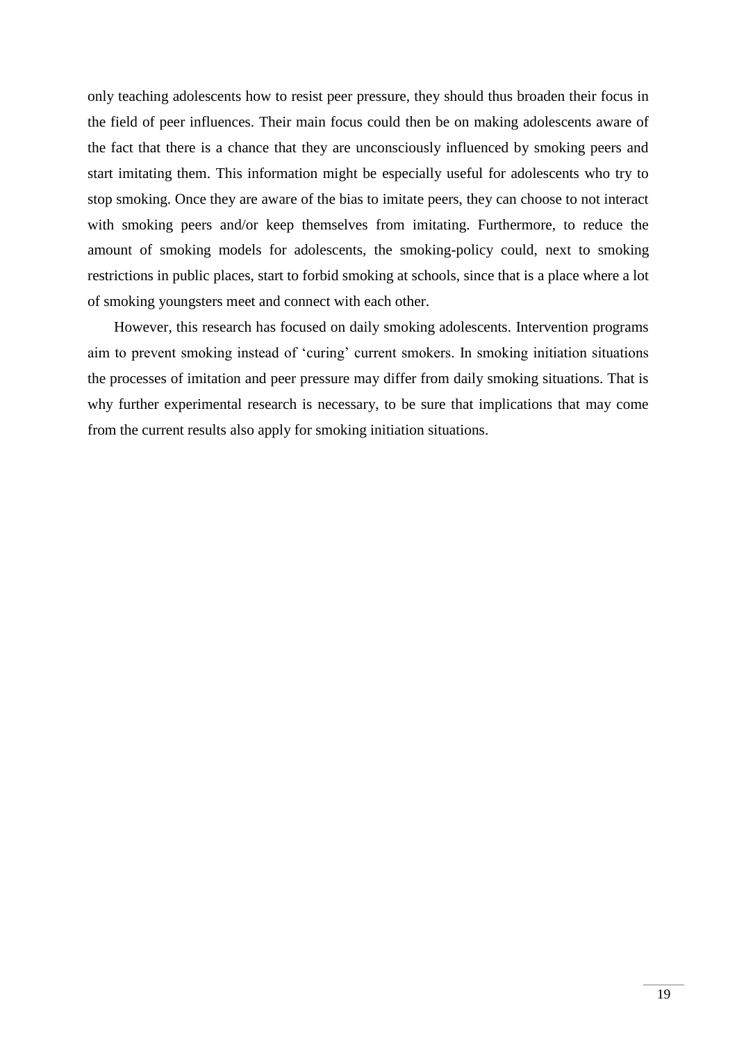only teaching adolescents how to resist peer pressure, they should thus broaden their focus in the field of peer influences. Their main focus could then be on making adolescents aware of the fact that there is a chance that they are unconsciously influenced by smoking peers and start imitating them. This information might be especially useful for adolescents who try to stop smoking. Once they are aware of the bias to imitate peers, they can choose to not interact with smoking peers and/or keep themselves from imitating. Furthermore, to reduce the amount of smoking models for adolescents, the smoking-policy could, next to smoking restrictions in public places, start to forbid smoking at schools, since that is a place where a lot of smoking youngsters meet and connect with each other.

However, this research has focused on daily smoking adolescents. Intervention programs aim to prevent smoking instead of 'curing' current smokers. In smoking initiation situations the processes of imitation and peer pressure may differ from daily smoking situations. That is why further experimental research is necessary, to be sure that implications that may come from the current results also apply for smoking initiation situations.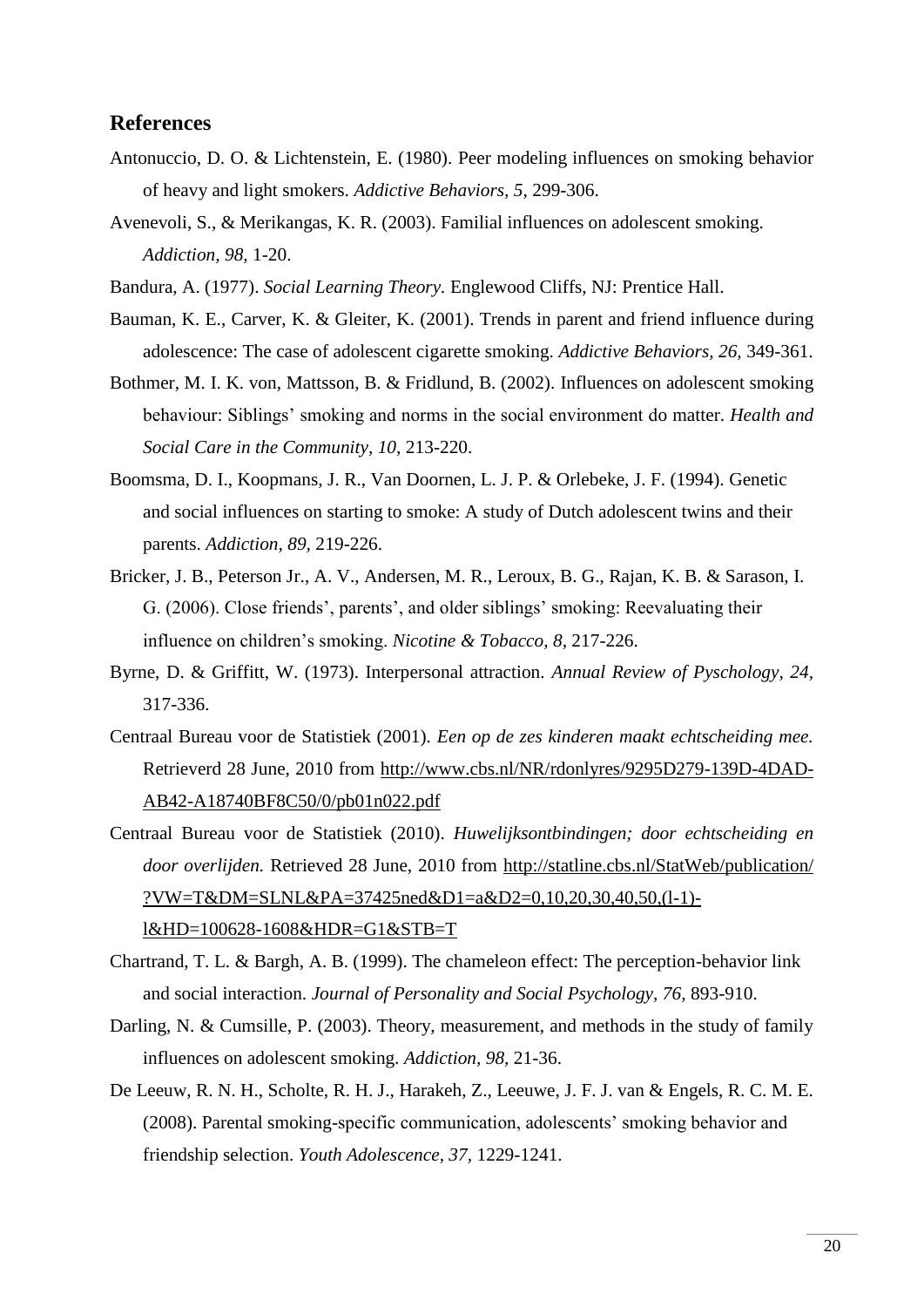## References

Antonuccio, D. O. & Lichtenstein, E. (1980). Peer modeling influences on smoking behavior of heavy and light smokers. *Addictive Behaviors, 5,* 299-306.

Avenevoli, S., & Merikangas, K. R. (2003). Familial influences on adolescent smoking. *Addiction, 98,* 1-20.

Bandura, A. (1977). *Social Learning Theory.* Englewood Cliffs, NJ: Prentice Hall.

Bauman, K. E., Carver, K. & Gleiter, K. (2001). Trends in parent and friend influence during adolescence: The case of adolescent cigarette smoking. *Addictive Behaviors, 26,* 349-361.

Bothmer, M. I. K. von, Mattsson, B. & Fridlund, B. (2002). Influences on adolescent smoking behaviour: Siblings' smoking and norms in the social environment do matter. *Health and Social Care in the Community, 10,* 213-220.

Boomsma, D. I., Koopmans, J. R., Van Doornen, L. J. P. & Orlebeke, J. F. (1994). Genetic and social influences on starting to smoke: A study of Dutch adolescent twins and their parents. *Addiction, 89,* 219-226.

Bricker, J. B., Peterson Jr., A. V., Andersen, M. R., Leroux, B. G., Rajan, K. B. & Sarason, I. G. (2006). Close friends', parents', and older siblings' smoking: Reevaluating their influence on children's smoking. *Nicotine & Tobacco, 8,* 217-226.

Byrne, D. & Griffitt, W. (1973). Interpersonal attraction. *Annual Review of Pyschology, 24,* 317-336.

Centraal Bureau voor de Statistiek (2001). *Een op de zes kinderen maakt echtscheiding mee.* Retrieverd 28 June, 2010 from http://www.cbs.nl/NR/rdonlyres/9295D279-139D-4DAD-AB42-A18740BF8C50/0/pb01n022.pdf

Centraal Bureau voor de Statistiek (2010). *Huwelijksontbindingen; door echtscheiding en door overlijden.* Retrieved 28 June, 2010 from http://statline.cbs.nl/StatWeb/publication/?VW=T&DM=SLNL&PA=37425ned&D1=a&D2=0,10,20,30,40,50,(l-1)-l&HD=100628-1608&HDR=G1&STB=T

Chartrand, T. L. & Bargh, A. B. (1999). The chameleon effect: The perception-behavior link and social interaction. *Journal of Personality and Social Psychology, 76,* 893-910.

Darling, N. & Cumsille, P. (2003). Theory, measurement, and methods in the study of family influences on adolescent smoking. *Addiction, 98,* 21-36.

De Leeuw, R. N. H., Scholte, R. H. J., Harakeh, Z., Leeuwe, J. F. J. van & Engels, R. C. M. E. (2008). Parental smoking-specific communication, adolescents' smoking behavior and friendship selection. *Youth Adolescence, 37,* 1229-1241.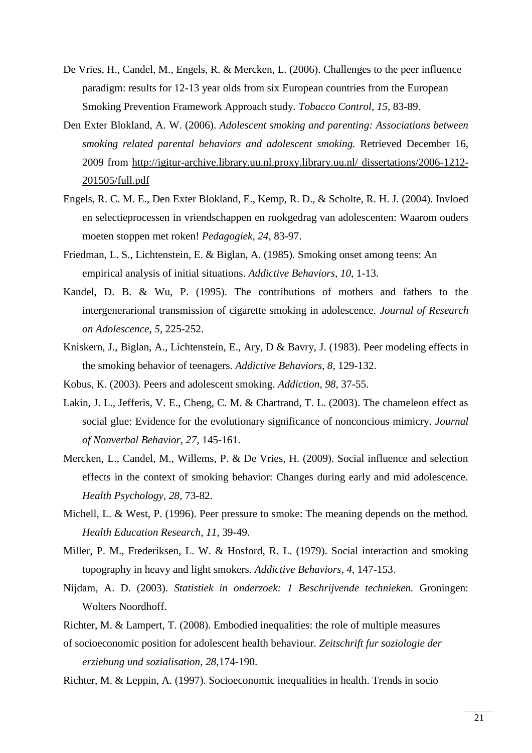De Vries, H., Candel, M., Engels, R. & Mercken, L. (2006). Challenges to the peer influence paradigm: results for 12-13 year olds from six European countries from the European Smoking Prevention Framework Approach study. *Tobacco Control, 15*, 83-89.

Den Exter Blokland, A. W. (2006). *Adolescent smoking and parenting: Associations between smoking related parental behaviors and adolescent smoking.* Retrieved December 16, 2009 from http://igitur-archive.library.uu.nl.proxy.library.uu.nl/ dissertations/2006-1212-201505/full.pdf

Engels, R. C. M. E., Den Exter Blokland, E., Kemp, R. D., & Scholte, R. H. J. (2004). Invloed en selectieprocessen in vriendschappen en rookgedrag van adolescenten: Waarom ouders moeten stoppen met roken! *Pedagogiek, 24*, 83-97.

Friedman, L. S., Lichtenstein, E. & Biglan, A. (1985). Smoking onset among teens: An empirical analysis of initial situations. *Addictive Behaviors, 10*, 1-13.

Kandel, D. B. & Wu, P. (1995). The contributions of mothers and fathers to the intergenerarional transmission of cigarette smoking in adolescence. *Journal of Research on Adolescence, 5*, 225-252.

Kniskern, J., Biglan, A., Lichtenstein, E., Ary, D & Bavry, J. (1983). Peer modeling effects in the smoking behavior of teenagers. *Addictive Behaviors, 8*, 129-132.

Kobus, K. (2003). Peers and adolescent smoking. *Addiction, 98*, 37-55.

Lakin, J. L., Jefferis, V. E., Cheng, C. M. & Chartrand, T. L. (2003). The chameleon effect as social glue: Evidence for the evolutionary significance of nonconcious mimicry. *Journal of Nonverbal Behavior, 27*, 145-161.

Mercken, L., Candel, M., Willems, P. & De Vries, H. (2009). Social influence and selection effects in the context of smoking behavior: Changes during early and mid adolescence. *Health Psychology, 28*, 73-82.

Michell, L. & West, P. (1996). Peer pressure to smoke: The meaning depends on the method. *Health Education Research, 11*, 39-49.

Miller, P. M., Frederiksen, L. W. & Hosford, R. L. (1979). Social interaction and smoking topography in heavy and light smokers. *Addictive Behaviors, 4*, 147-153.

Nijdam, A. D. (2003). *Statistiek in onderzoek: 1 Beschrijvende technieken.* Groningen: Wolters Noordhoff.

Richter, M. & Lampert, T. (2008). Embodied inequalities: the role of multiple measures of socioeconomic position for adolescent health behaviour. *Zeitschrift fur soziologie der erziehung und sozialisation, 28*,174-190.

Richter, M. & Leppin, A. (1997). Socioeconomic inequalities in health. Trends in socio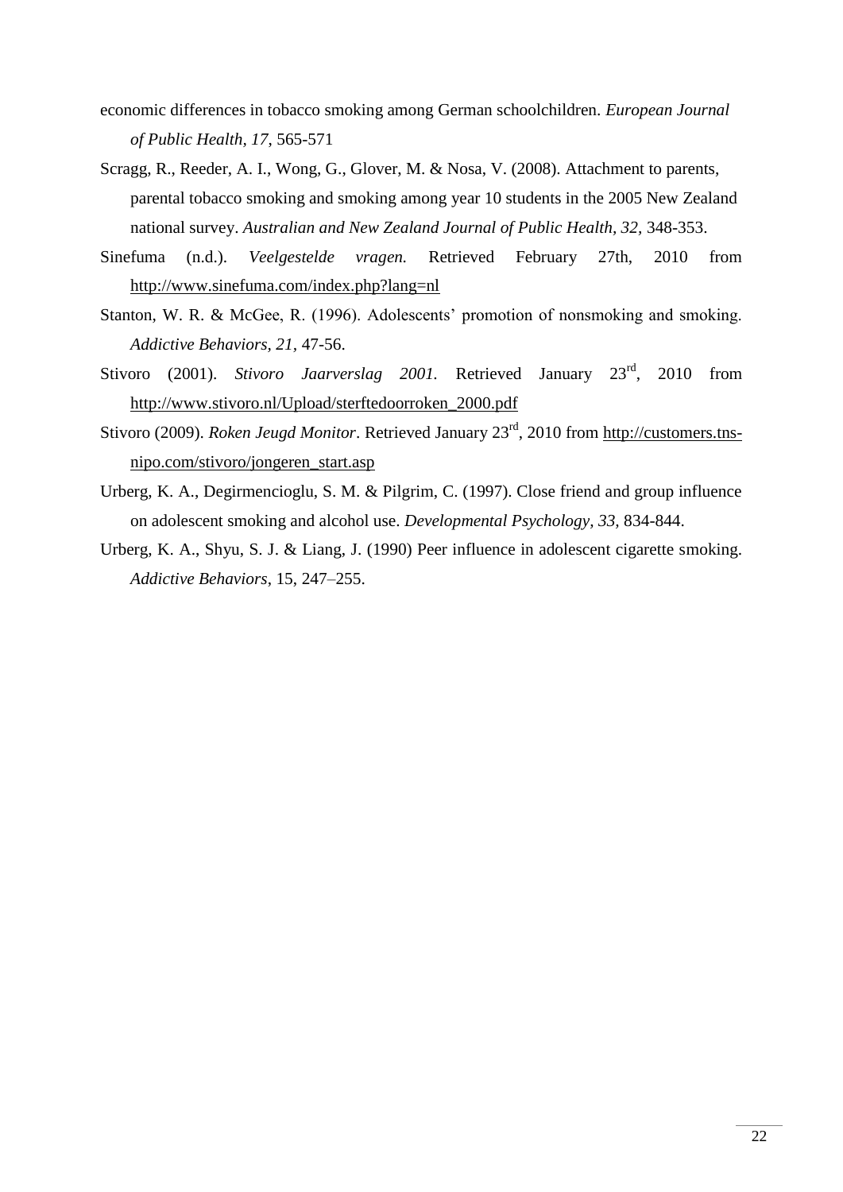economic differences in tobacco smoking among German schoolchildren. *European Journal of Public Health, 17,* 565-571

Scragg, R., Reeder, A. I., Wong, G., Glover, M. & Nosa, V. (2008). Attachment to parents, parental tobacco smoking and smoking among year 10 students in the 2005 New Zealand national survey. *Australian and New Zealand Journal of Public Health, 32,* 348-353.

Sinefuma (n.d.). *Veelgestelde vragen.* Retrieved February 27th, 2010 from http://www.sinefuma.com/index.php?lang=nl

Stanton, W. R. & McGee, R. (1996). Adolescents' promotion of nonsmoking and smoking. *Addictive Behaviors, 21,* 47-56.

Stivoro (2001). *Stivoro Jaarverslag 2001.* Retrieved January 23rd, 2010 from http://www.stivoro.nl/Upload/sterftedoorroken_2000.pdf

Stivoro (2009). *Roken Jeugd Monitor*. Retrieved January 23rd, 2010 from http://customers.tns-nipo.com/stivoro/jongeren_start.asp

Urberg, K. A., Degirmencioglu, S. M. & Pilgrim, C. (1997). Close friend and group influence on adolescent smoking and alcohol use. *Developmental Psychology, 33,* 834-844.

Urberg, K. A., Shyu, S. J. & Liang, J. (1990) Peer influence in adolescent cigarette smoking. *Addictive Behaviors*, 15, 247–255.